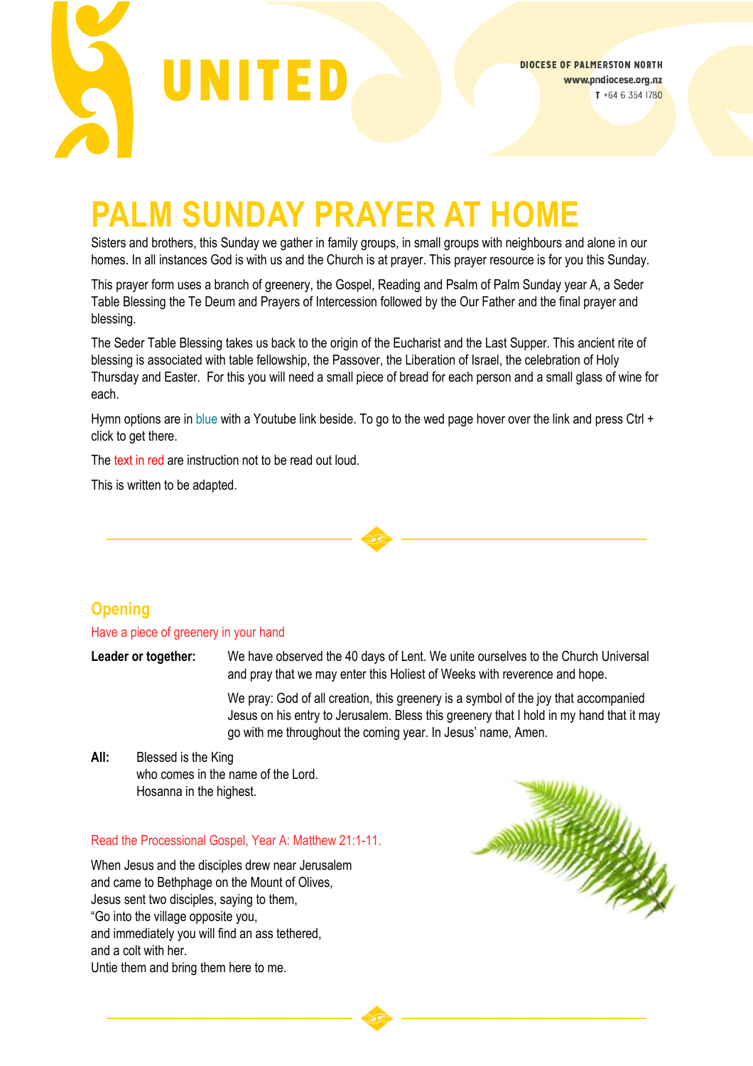UNITED

DIOCESE OF PALMERSTON NORTH
www.pndiocese.org.nz
T +64 6 354 1780

# PALM SUNDAY PRAYER AT HOME

Sisters and brothers, this Sunday we gather in family groups, in small groups with neighbours and alone in our homes. In all instances God is with us and the Church is at prayer. This prayer resource is for you this Sunday.

This prayer form uses a branch of greenery, the Gospel, Reading and Psalm of Palm Sunday year A, a Seder Table Blessing the Te Deum and Prayers of Intercession followed by the Our Father and the final prayer and blessing.

The Seder Table Blessing takes us back to the origin of the Eucharist and the Last Supper. This ancient rite of blessing is associated with table fellowship, the Passover, the Liberation of Israel, the celebration of Holy Thursday and Easter. For this you will need a small piece of bread for each person and a small glass of wine for each.

Hymn options are in blue with a Youtube link beside. To go to the wed page hover over the link and press Ctrl + click to get there.

The text in red are instruction not to be read out loud.

This is written to be adapted.

## Opening

Have a piece of greenery in your hand

**Leader or together:** We have observed the 40 days of Lent. We unite ourselves to the Church Universal and pray that we may enter this Holiest of Weeks with reverence and hope.

We pray: God of all creation, this greenery is a symbol of the joy that accompanied Jesus on his entry to Jerusalem. Bless this greenery that I hold in my hand that it may go with me throughout the coming year. In Jesus' name, Amen.

**All:** Blessed is the King
who comes in the name of the Lord.
Hosanna in the highest.

Read the Processional Gospel, Year A: Matthew 21:1-11.

When Jesus and the disciples drew near Jerusalem
and came to Bethphage on the Mount of Olives,
Jesus sent two disciples, saying to them,
"Go into the village opposite you,
and immediately you will find an ass tethered,
and a colt with her.
Untie them and bring them here to me.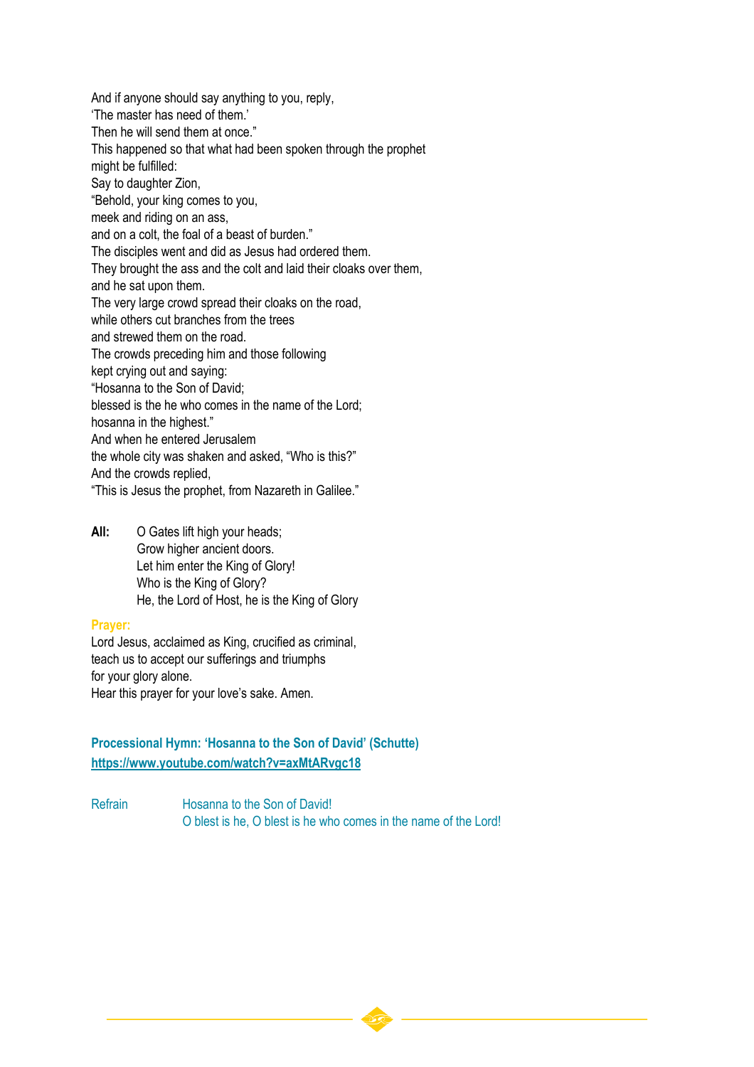And if anyone should say anything to you, reply,
'The master has need of them.'
Then he will send them at once."
This happened so that what had been spoken through the prophet
might be fulfilled:
Say to daughter Zion,
"Behold, your king comes to you,
meek and riding on an ass,
and on a colt, the foal of a beast of burden."
The disciples went and did as Jesus had ordered them.
They brought the ass and the colt and laid their cloaks over them,
and he sat upon them.
The very large crowd spread their cloaks on the road,
while others cut branches from the trees
and strewed them on the road.
The crowds preceding him and those following
kept crying out and saying:
"Hosanna to the Son of David;
blessed is the he who comes in the name of the Lord;
hosanna in the highest."
And when he entered Jerusalem
the whole city was shaken and asked, "Who is this?"
And the crowds replied,
"This is Jesus the prophet, from Nazareth in Galilee."

**All:** O Gates lift high your heads;
Grow higher ancient doors.
Let him enter the King of Glory!
Who is the King of Glory?
He, the Lord of Host, he is the King of Glory

**Prayer:**
Lord Jesus, acclaimed as King, crucified as criminal,
teach us to accept our sufferings and triumphs
for your glory alone.
Hear this prayer for your love's sake. Amen.

**Processional Hymn: 'Hosanna to the Son of David' (Schutte)**
**https://www.youtube.com/watch?v=axMtARvgc18**

Refrain: Hosanna to the Son of David!
O blest is he, O blest is he who comes in the name of the Lord!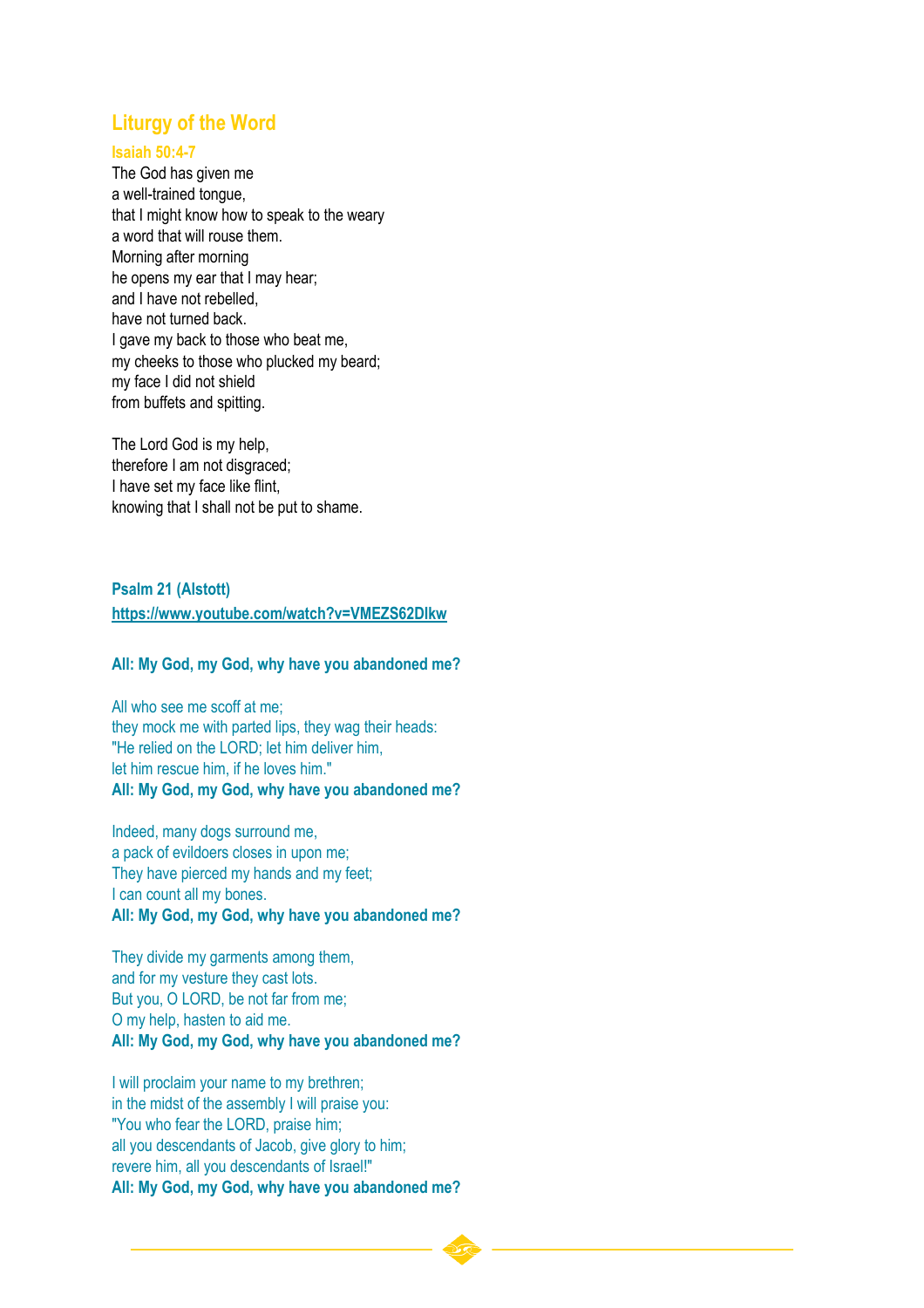## Liturgy of the Word

### Isaiah 50:4-7

The God has given me
a well-trained tongue,
that I might know how to speak to the weary
a word that will rouse them.
Morning after morning
he opens my ear that I may hear;
and I have not rebelled,
have not turned back.
I gave my back to those who beat me,
my cheeks to those who plucked my beard;
my face I did not shield
from buffets and spitting.

The Lord God is my help,
therefore I am not disgraced;
I have set my face like flint,
knowing that I shall not be put to shame.

**Psalm 21 (Alstott)**
**https://www.youtube.com/watch?v=VMEZS62DIkw**

**All: My God, my God, why have you abandoned me?**

All who see me scoff at me;
they mock me with parted lips, they wag their heads:
"He relied on the LORD; let him deliver him,
let him rescue him, if he loves him."
**All: My God, my God, why have you abandoned me?**

Indeed, many dogs surround me,
a pack of evildoers closes in upon me;
They have pierced my hands and my feet;
I can count all my bones.
**All: My God, my God, why have you abandoned me?**

They divide my garments among them,
and for my vesture they cast lots.
But you, O LORD, be not far from me;
O my help, hasten to aid me.
**All: My God, my God, why have you abandoned me?**

I will proclaim your name to my brethren;
in the midst of the assembly I will praise you:
"You who fear the LORD, praise him;
all you descendants of Jacob, give glory to him;
revere him, all you descendants of Israel!"
**All: My God, my God, why have you abandoned me?**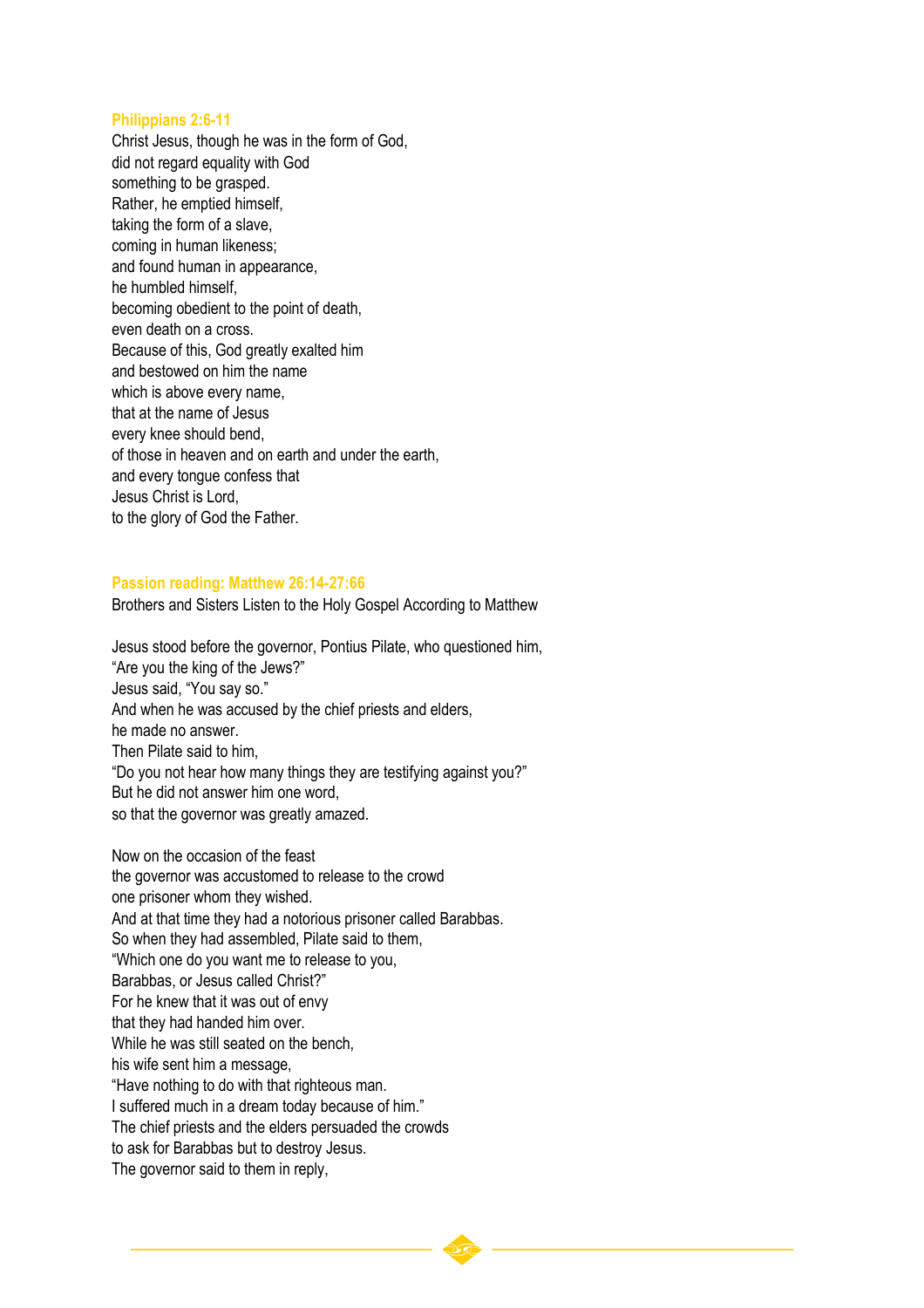### Philippians 2:6-11

Christ Jesus, though he was in the form of God,
did not regard equality with God
something to be grasped.
Rather, he emptied himself,
taking the form of a slave,
coming in human likeness;
and found human in appearance,
he humbled himself,
becoming obedient to the point of death,
even death on a cross.
Because of this, God greatly exalted him
and bestowed on him the name
which is above every name,
that at the name of Jesus
every knee should bend,
of those in heaven and on earth and under the earth,
and every tongue confess that
Jesus Christ is Lord,
to the glory of God the Father.

### Passion reading: Matthew 26:14-27:66

Brothers and Sisters Listen to the Holy Gospel According to Matthew

Jesus stood before the governor, Pontius Pilate, who questioned him,
“Are you the king of the Jews?”
Jesus said, “You say so.”
And when he was accused by the chief priests and elders,
he made no answer.
Then Pilate said to him,
“Do you not hear how many things they are testifying against you?”
But he did not answer him one word,
so that the governor was greatly amazed.

Now on the occasion of the feast
the governor was accustomed to release to the crowd
one prisoner whom they wished.
And at that time they had a notorious prisoner called Barabbas.
So when they had assembled, Pilate said to them,
“Which one do you want me to release to you,
Barabbas, or Jesus called Christ?”
For he knew that it was out of envy
that they had handed him over.
While he was still seated on the bench,
his wife sent him a message,
“Have nothing to do with that righteous man.
I suffered much in a dream today because of him.”
The chief priests and the elders persuaded the crowds
to ask for Barabbas but to destroy Jesus.
The governor said to them in reply,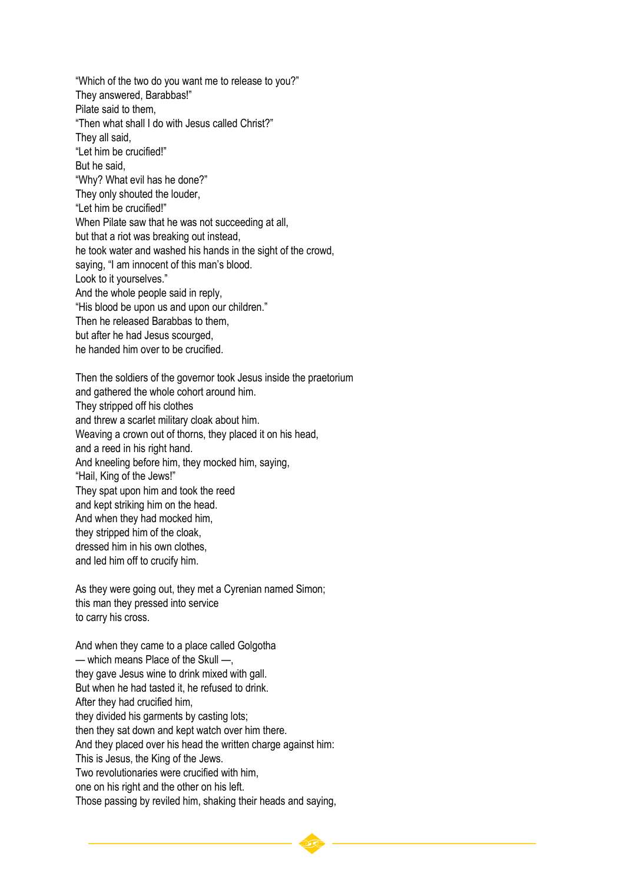"Which of the two do you want me to release to you?"
They answered, Barabbas!"
Pilate said to them,
"Then what shall I do with Jesus called Christ?"
They all said,
"Let him be crucified!"
But he said,
"Why? What evil has he done?"
They only shouted the louder,
"Let him be crucified!"
When Pilate saw that he was not succeeding at all,
but that a riot was breaking out instead,
he took water and washed his hands in the sight of the crowd,
saying, "I am innocent of this man's blood.
Look to it yourselves."
And the whole people said in reply,
"His blood be upon us and upon our children."
Then he released Barabbas to them,
but after he had Jesus scourged,
he handed him over to be crucified.

Then the soldiers of the governor took Jesus inside the praetorium
and gathered the whole cohort around him.
They stripped off his clothes
and threw a scarlet military cloak about him.
Weaving a crown out of thorns, they placed it on his head,
and a reed in his right hand.
And kneeling before him, they mocked him, saying,
"Hail, King of the Jews!"
They spat upon him and took the reed
and kept striking him on the head.
And when they had mocked him,
they stripped him of the cloak,
dressed him in his own clothes,
and led him off to crucify him.

As they were going out, they met a Cyrenian named Simon;
this man they pressed into service
to carry his cross.

And when they came to a place called Golgotha
— which means Place of the Skull —,
they gave Jesus wine to drink mixed with gall.
But when he had tasted it, he refused to drink.
After they had crucified him,
they divided his garments by casting lots;
then they sat down and kept watch over him there.
And they placed over his head the written charge against him:
This is Jesus, the King of the Jews.
Two revolutionaries were crucified with him,
one on his right and the other on his left.
Those passing by reviled him, shaking their heads and saying,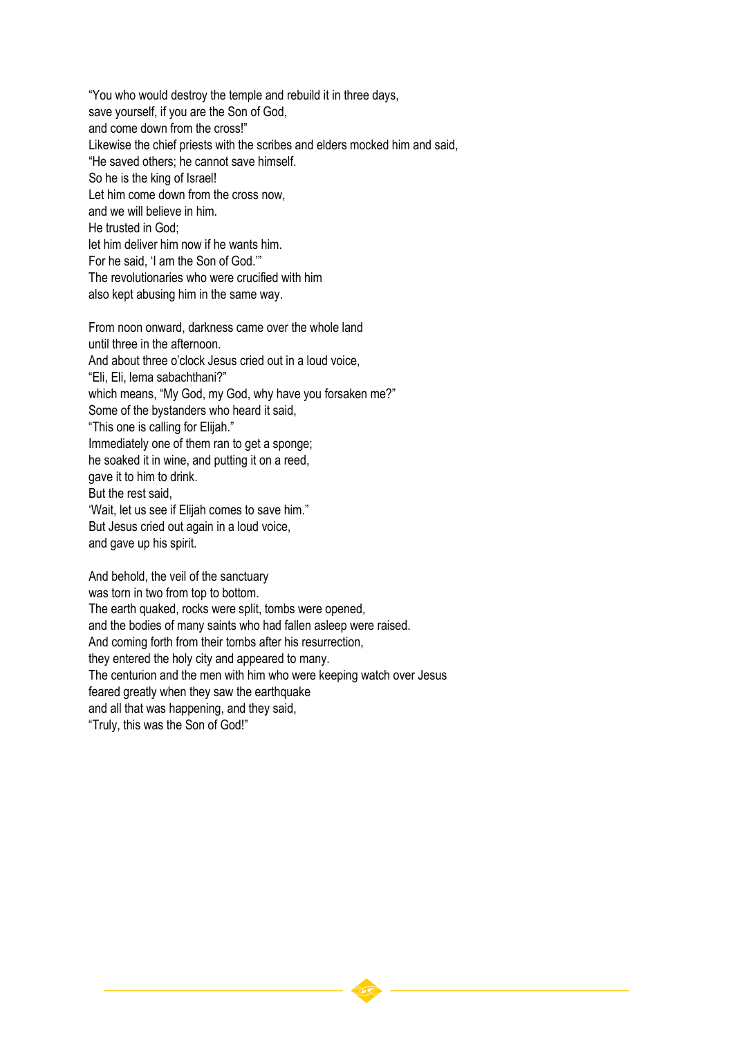"You who would destroy the temple and rebuild it in three days,  
save yourself, if you are the Son of God,  
and come down from the cross!"  
Likewise the chief priests with the scribes and elders mocked him and said,  
"He saved others; he cannot save himself.  
So he is the king of Israel!  
Let him come down from the cross now,  
and we will believe in him.  
He trusted in God;  
let him deliver him now if he wants him.  
For he said, 'I am the Son of God.'"  
The revolutionaries who were crucified with him  
also kept abusing him in the same way.

From noon onward, darkness came over the whole land  
until three in the afternoon.  
And about three o'clock Jesus cried out in a loud voice,  
"Eli, Eli, lema sabachthani?"  
which means, "My God, my God, why have you forsaken me?"  
Some of the bystanders who heard it said,  
"This one is calling for Elijah."  
Immediately one of them ran to get a sponge;  
he soaked it in wine, and putting it on a reed,  
gave it to him to drink.  
But the rest said,  
'Wait, let us see if Elijah comes to save him."  
But Jesus cried out again in a loud voice,  
and gave up his spirit.

And behold, the veil of the sanctuary  
was torn in two from top to bottom.  
The earth quaked, rocks were split, tombs were opened,  
and the bodies of many saints who had fallen asleep were raised.  
And coming forth from their tombs after his resurrection,  
they entered the holy city and appeared to many.  
The centurion and the men with him who were keeping watch over Jesus  
feared greatly when they saw the earthquake  
and all that was happening, and they said,  
"Truly, this was the Son of God!"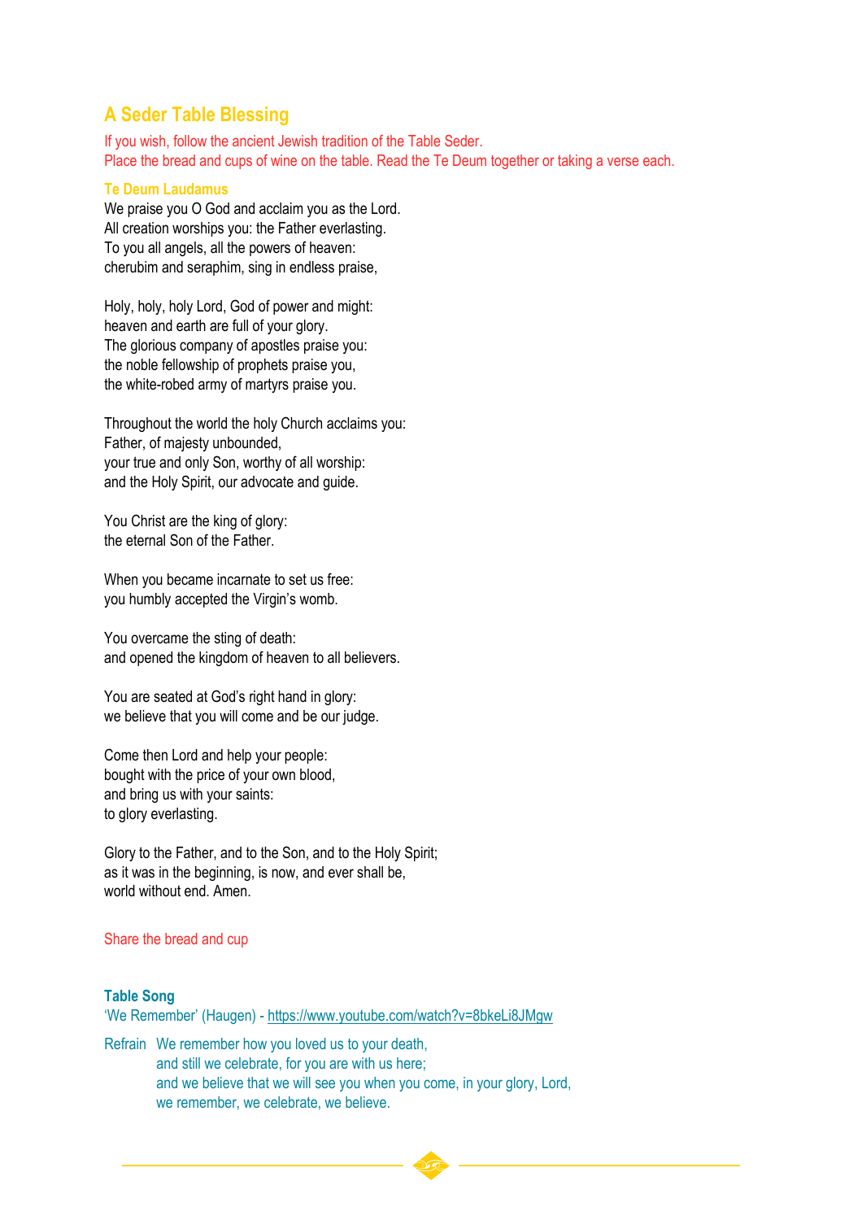## A Seder Table Blessing

If you wish, follow the ancient Jewish tradition of the Table Seder.
Place the bread and cups of wine on the table. Read the Te Deum together or taking a verse each.

### Te Deum Laudamus

We praise you O God and acclaim you as the Lord.
All creation worships you: the Father everlasting.
To you all angels, all the powers of heaven:
cherubim and seraphim, sing in endless praise,

Holy, holy, holy Lord, God of power and might:
heaven and earth are full of your glory.
The glorious company of apostles praise you:
the noble fellowship of prophets praise you,
the white-robed army of martyrs praise you.

Throughout the world the holy Church acclaims you:
Father, of majesty unbounded,
your true and only Son, worthy of all worship:
and the Holy Spirit, our advocate and guide.

You Christ are the king of glory:
the eternal Son of the Father.

When you became incarnate to set us free:
you humbly accepted the Virgin's womb.

You overcame the sting of death:
and opened the kingdom of heaven to all believers.

You are seated at God's right hand in glory:
we believe that you will come and be our judge.

Come then Lord and help your people:
bought with the price of your own blood,
and bring us with your saints:
to glory everlasting.

Glory to the Father, and to the Son, and to the Holy Spirit;
as it was in the beginning, is now, and ever shall be,
world without end. Amen.

Share the bread and cup

### Table Song

'We Remember' (Haugen) - https://www.youtube.com/watch?v=8bkeLi8JMgw

Refrain We remember how you loved us to your death,
and still we celebrate, for you are with us here;
and we believe that we will see you when you come, in your glory, Lord,
we remember, we celebrate, we believe.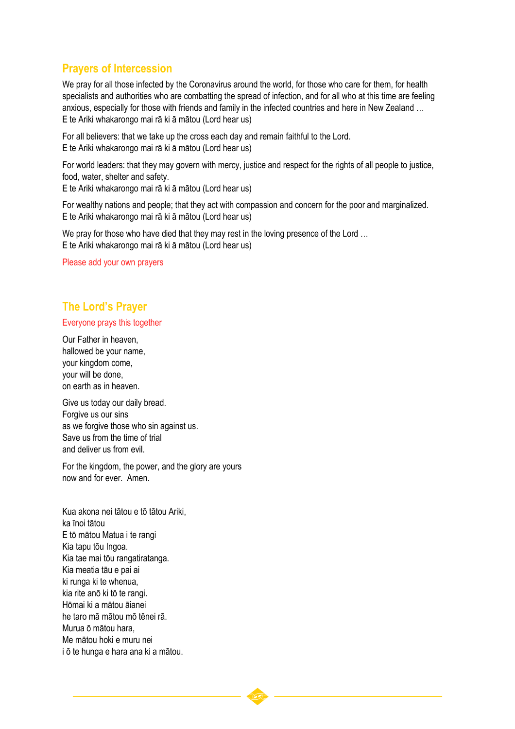## Prayers of Intercession

We pray for all those infected by the Coronavirus around the world, for those who care for them, for health specialists and authorities who are combatting the spread of infection, and for all who at this time are feeling anxious, especially for those with friends and family in the infected countries and here in New Zealand …
E te Ariki whakarongo mai rā ki ā mātou (Lord hear us)

For all believers: that we take up the cross each day and remain faithful to the Lord.
E te Ariki whakarongo mai rā ki ā mātou (Lord hear us)

For world leaders: that they may govern with mercy, justice and respect for the rights of all people to justice, food, water, shelter and safety.
E te Ariki whakarongo mai rā ki ā mātou (Lord hear us)

For wealthy nations and people; that they act with compassion and concern for the poor and marginalized.
E te Ariki whakarongo mai rā ki ā mātou (Lord hear us)

We pray for those who have died that they may rest in the loving presence of the Lord …
E te Ariki whakarongo mai rā ki ā mātou (Lord hear us)

*Please add your own prayers*

## The Lord's Prayer

*Everyone prays this together*

Our Father in heaven,
hallowed be your name,
your kingdom come,
your will be done,
on earth as in heaven.

Give us today our daily bread.
Forgive us our sins
as we forgive those who sin against us.
Save us from the time of trial
and deliver us from evil.

For the kingdom, the power, and the glory are yours
now and for ever. Amen.

Kua akona nei tātou e tō tātou Ariki,
ka īnoi tātou
E tō mātou Matua i te rangi
Kia tapu tōu Ingoa.
Kia tae mai tōu rangatiratanga.
Kia meatia tāu e pai ai
ki runga ki te whenua,
kia rite anō ki tō te rangi.
Hōmai ki a mātou āianei
he taro mā mātou mō tēnei rā.
Murua ō mātou hara,
Me mātou hoki e muru nei
i ō te hunga e hara ana ki a mātou.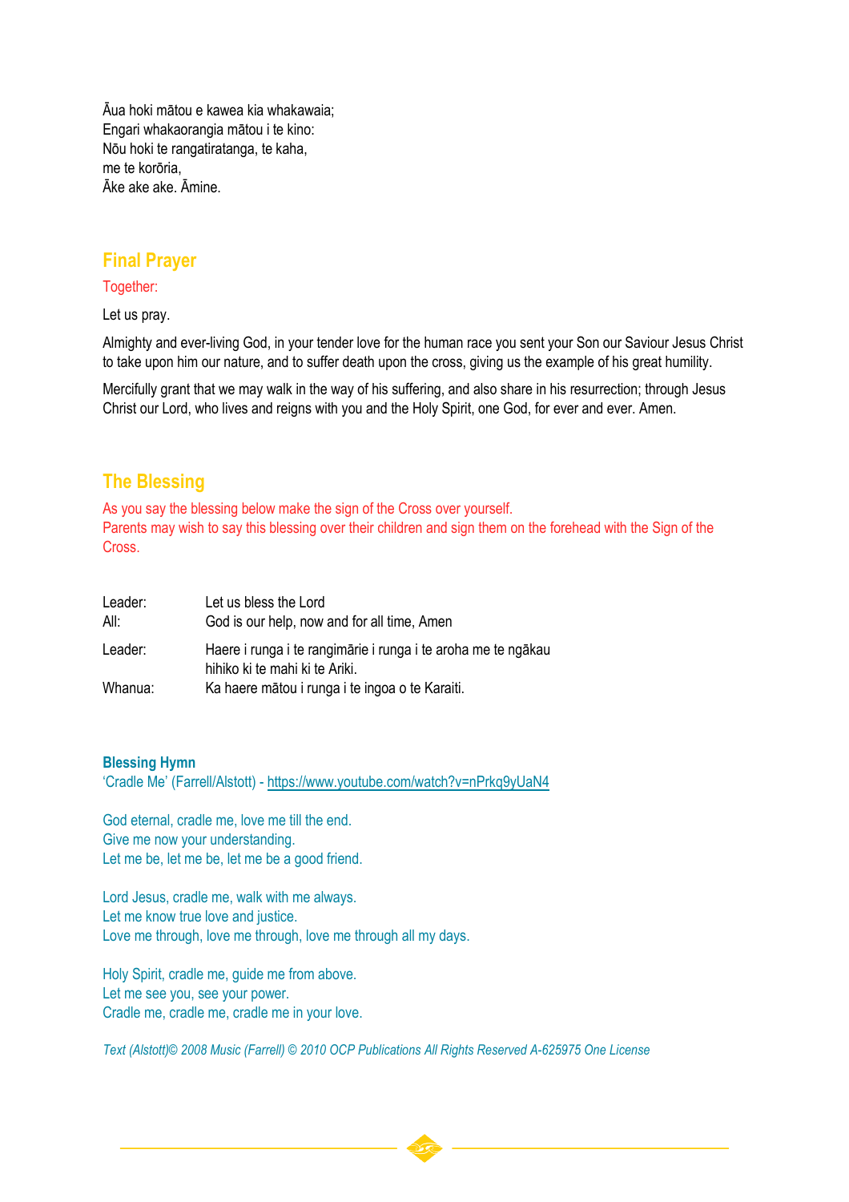Āua hoki mātou e kawea kia whakawaia;
Engari whakaorangia mātou i te kino:
Nōu hoki te rangatiratanga, te kaha,
me te korōria,
Āke ake ake. Āmine.

## Final Prayer

Together:

Let us pray.

Almighty and ever-living God, in your tender love for the human race you sent your Son our Saviour Jesus Christ to take upon him our nature, and to suffer death upon the cross, giving us the example of his great humility.

Mercifully grant that we may walk in the way of his suffering, and also share in his resurrection; through Jesus Christ our Lord, who lives and reigns with you and the Holy Spirit, one God, for ever and ever. Amen.

## The Blessing

As you say the blessing below make the sign of the Cross over yourself.
Parents may wish to say this blessing over their children and sign them on the forehead with the Sign of the Cross.

| | |
|---|---|
| Leader: | Let us bless the Lord |
| All: | God is our help, now and for all time, Amen |
| Leader: | Haere i runga i te rangimārie i runga i te aroha me te ngākau hihiko ki te mahi ki te Ariki. |
| Whanua: | Ka haere mātou i runga i te ingoa o te Karaiti. |

**Blessing Hymn**
'Cradle Me' (Farrell/Alstott) - https://www.youtube.com/watch?v=nPrkq9yUaN4

God eternal, cradle me, love me till the end.
Give me now your understanding.
Let me be, let me be, let me be a good friend.

Lord Jesus, cradle me, walk with me always.
Let me know true love and justice.
Love me through, love me through, love me through all my days.

Holy Spirit, cradle me, guide me from above.
Let me see you, see your power.
Cradle me, cradle me, cradle me in your love.

*Text (Alstott)© 2008 Music (Farrell) © 2010 OCP Publications All Rights Reserved A-625975 One License*